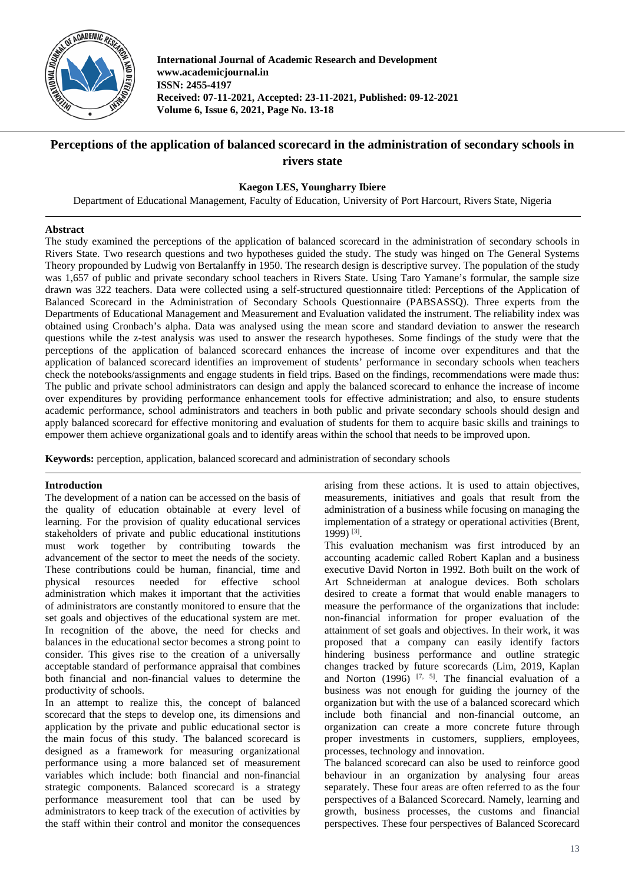# Perceptions of the application of balanced scorecard in the administration of secondary schools in rivers state

**Kaegon LES, Youngharry Ibiere**

Department of Educational Management, Faculty of Education, University of Port Harcourt, Rivers State, Nigeria

## Abstract

The study examined the perceptions of the application of balanced scorecard in the administration of secondary schools in Rivers State. Two research questions and two hypotheses guided the study. The study was hinged on The General Systems Theory propounded by Ludwig von Bertalanffy in 1950. The research design is descriptive survey. The population of the study was 1,657 of public and private secondary school teachers in Rivers State. Using Taro Yamane's formular, the sample size drawn was 322 teachers. Data were collected using a self-structured questionnaire titled: Perceptions of the Application of Balanced Scorecard in the Administration of Secondary Schools Questionnaire (PABSASSQ). Three experts from the Departments of Educational Management and Measurement and Evaluation validated the instrument. The reliability index was obtained using Cronbach's alpha. Data was analysed using the mean score and standard deviation to answer the research questions while the z-test analysis was used to answer the research hypotheses. Some findings of the study were that the perceptions of the application of balanced scorecard enhances the increase of income over expenditures and that the application of balanced scorecard identifies an improvement of students' performance in secondary schools when teachers check the notebooks/assignments and engage students in field trips. Based on the findings, recommendations were made thus: The public and private school administrators can design and apply the balanced scorecard to enhance the increase of income over expenditures by providing performance enhancement tools for effective administration; and also, to ensure students academic performance, school administrators and teachers in both public and private secondary schools should design and apply balanced scorecard for effective monitoring and evaluation of students for them to acquire basic skills and trainings to empower them achieve organizational goals and to identify areas within the school that needs to be improved upon.

**Keywords:** perception, application, balanced scorecard and administration of secondary schools

## Introduction

The development of a nation can be accessed on the basis of the quality of education obtainable at every level of learning. For the provision of quality educational services stakeholders of private and public educational institutions must work together by contributing towards the advancement of the sector to meet the needs of the society. These contributions could be human, financial, time and physical resources needed for effective school administration which makes it important that the activities of administrators are constantly monitored to ensure that the set goals and objectives of the educational system are met. In recognition of the above, the need for checks and balances in the educational sector becomes a strong point to consider. This gives rise to the creation of a universally acceptable standard of performance appraisal that combines both financial and non-financial values to determine the productivity of schools.

In an attempt to realize this, the concept of balanced scorecard that the steps to develop one, its dimensions and application by the private and public educational sector is the main focus of this study. The balanced scorecard is designed as a framework for measuring organizational performance using a more balanced set of measurement variables which include: both financial and non-financial strategic components. Balanced scorecard is a strategy performance measurement tool that can be used by administrators to keep track of the execution of activities by the staff within their control and monitor the consequences arising from these actions. It is used to attain objectives, measurements, initiatives and goals that result from the administration of a business while focusing on managing the implementation of a strategy or operational activities (Brent, 1999) [3].

This evaluation mechanism was first introduced by an accounting academic called Robert Kaplan and a business executive David Norton in 1992. Both built on the work of Art Schneiderman at analogue devices. Both scholars desired to create a format that would enable managers to measure the performance of the organizations that include: non-financial information for proper evaluation of the attainment of set goals and objectives. In their work, it was proposed that a company can easily identify factors hindering business performance and outline strategic changes tracked by future scorecards (Lim, 2019, Kaplan and Norton (1996) [7, 5]. The financial evaluation of a business was not enough for guiding the journey of the organization but with the use of a balanced scorecard which include both financial and non-financial outcome, an organization can create a more concrete future through proper investments in customers, suppliers, employees, processes, technology and innovation.

The balanced scorecard can also be used to reinforce good behaviour in an organization by analysing four areas separately. These four areas are often referred to as the four perspectives of a Balanced Scorecard. Namely, learning and growth, business processes, the customs and financial perspectives. These four perspectives of Balanced Scorecard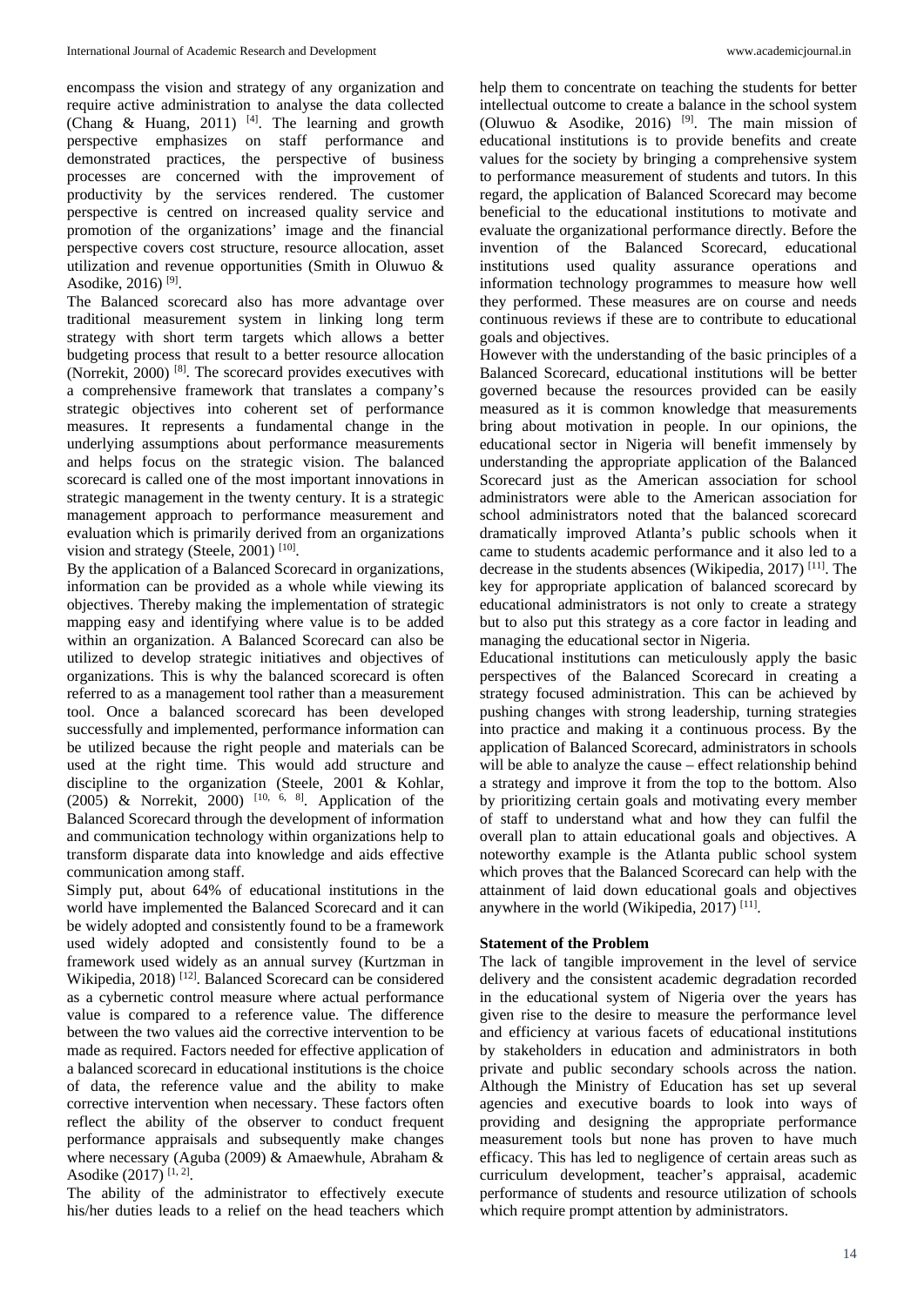encompass the vision and strategy of any organization and require active administration to analyse the data collected (Chang & Huang, 2011) [4]. The learning and growth perspective emphasizes on staff performance and demonstrated practices, the perspective of business processes are concerned with the improvement of productivity by the services rendered. The customer perspective is centred on increased quality service and promotion of the organizations' image and the financial perspective covers cost structure, resource allocation, asset utilization and revenue opportunities (Smith in Oluwuo & Asodike, 2016) [9].

The Balanced scorecard also has more advantage over traditional measurement system in linking long term strategy with short term targets which allows a better budgeting process that result to a better resource allocation (Norrekit, 2000) [8]. The scorecard provides executives with a comprehensive framework that translates a company's strategic objectives into coherent set of performance measures. It represents a fundamental change in the underlying assumptions about performance measurements and helps focus on the strategic vision. The balanced scorecard is called one of the most important innovations in strategic management in the twenty century. It is a strategic management approach to performance measurement and evaluation which is primarily derived from an organizations vision and strategy (Steele, 2001) [10].

By the application of a Balanced Scorecard in organizations, information can be provided as a whole while viewing its objectives. Thereby making the implementation of strategic mapping easy and identifying where value is to be added within an organization. A Balanced Scorecard can also be utilized to develop strategic initiatives and objectives of organizations. This is why the balanced scorecard is often referred to as a management tool rather than a measurement tool. Once a balanced scorecard has been developed successfully and implemented, performance information can be utilized because the right people and materials can be used at the right time. This would add structure and discipline to the organization (Steele, 2001 & Kohlar, (2005) & Norrekit, 2000) [10, 6, 8]. Application of the Balanced Scorecard through the development of information and communication technology within organizations help to transform disparate data into knowledge and aids effective communication among staff.

Simply put, about 64% of educational institutions in the world have implemented the Balanced Scorecard and it can be widely adopted and consistently found to be a framework used widely adopted and consistently found to be a framework used widely as an annual survey (Kurtzman in Wikipedia, 2018) [12]. Balanced Scorecard can be considered as a cybernetic control measure where actual performance value is compared to a reference value. The difference between the two values aid the corrective intervention to be made as required. Factors needed for effective application of a balanced scorecard in educational institutions is the choice of data, the reference value and the ability to make corrective intervention when necessary. These factors often reflect the ability of the observer to conduct frequent performance appraisals and subsequently make changes where necessary (Aguba (2009) & Amaewhule, Abraham & Asodike (2017) [1, 2].

The ability of the administrator to effectively execute his/her duties leads to a relief on the head teachers which help them to concentrate on teaching the students for better intellectual outcome to create a balance in the school system (Oluwuo & Asodike, 2016) [9]. The main mission of educational institutions is to provide benefits and create values for the society by bringing a comprehensive system to performance measurement of students and tutors. In this regard, the application of Balanced Scorecard may become beneficial to the educational institutions to motivate and evaluate the organizational performance directly. Before the invention of the Balanced Scorecard, educational institutions used quality assurance operations and information technology programmes to measure how well they performed. These measures are on course and needs continuous reviews if these are to contribute to educational goals and objectives.

However with the understanding of the basic principles of a Balanced Scorecard, educational institutions will be better governed because the resources provided can be easily measured as it is common knowledge that measurements bring about motivation in people. In our opinions, the educational sector in Nigeria will benefit immensely by understanding the appropriate application of the Balanced Scorecard just as the American association for school administrators were able to the American association for school administrators noted that the balanced scorecard dramatically improved Atlanta's public schools when it came to students academic performance and it also led to a decrease in the students absences (Wikipedia, 2017) [11]. The key for appropriate application of balanced scorecard by educational administrators is not only to create a strategy but to also put this strategy as a core factor in leading and managing the educational sector in Nigeria.

Educational institutions can meticulously apply the basic perspectives of the Balanced Scorecard in creating a strategy focused administration. This can be achieved by pushing changes with strong leadership, turning strategies into practice and making it a continuous process. By the application of Balanced Scorecard, administrators in schools will be able to analyze the cause – effect relationship behind a strategy and improve it from the top to the bottom. Also by prioritizing certain goals and motivating every member of staff to understand what and how they can fulfil the overall plan to attain educational goals and objectives. A noteworthy example is the Atlanta public school system which proves that the Balanced Scorecard can help with the attainment of laid down educational goals and objectives anywhere in the world (Wikipedia, 2017) [11].

### Statement of the Problem

The lack of tangible improvement in the level of service delivery and the consistent academic degradation recorded in the educational system of Nigeria over the years has given rise to the desire to measure the performance level and efficiency at various facets of educational institutions by stakeholders in education and administrators in both private and public secondary schools across the nation. Although the Ministry of Education has set up several agencies and executive boards to look into ways of providing and designing the appropriate performance measurement tools but none has proven to have much efficacy. This has led to negligence of certain areas such as curriculum development, teacher's appraisal, academic performance of students and resource utilization of schools which require prompt attention by administrators.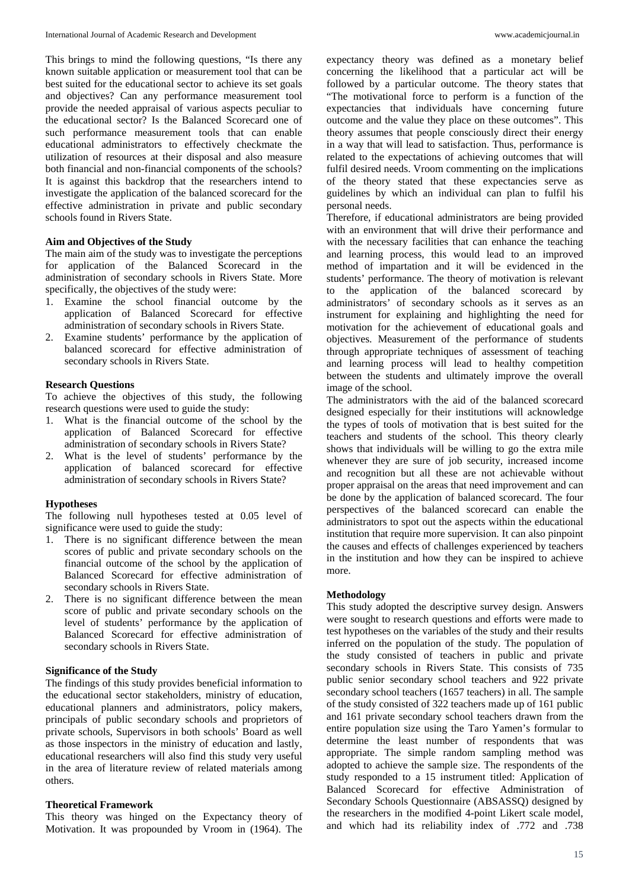This brings to mind the following questions, "Is there any known suitable application or measurement tool that can be best suited for the educational sector to achieve its set goals and objectives? Can any performance measurement tool provide the needed appraisal of various aspects peculiar to the educational sector? Is the Balanced Scorecard one of such performance measurement tools that can enable educational administrators to effectively checkmate the utilization of resources at their disposal and also measure both financial and non-financial components of the schools? It is against this backdrop that the researchers intend to investigate the application of the balanced scorecard for the effective administration in private and public secondary schools found in Rivers State.

**Aim and Objectives of the Study**

The main aim of the study was to investigate the perceptions for application of the Balanced Scorecard in the administration of secondary schools in Rivers State. More specifically, the objectives of the study were:

1. Examine the school financial outcome by the application of Balanced Scorecard for effective administration of secondary schools in Rivers State.
2. Examine students' performance by the application of balanced scorecard for effective administration of secondary schools in Rivers State.

**Research Questions**

To achieve the objectives of this study, the following research questions were used to guide the study:

1. What is the financial outcome of the school by the application of Balanced Scorecard for effective administration of secondary schools in Rivers State?
2. What is the level of students' performance by the application of balanced scorecard for effective administration of secondary schools in Rivers State?

**Hypotheses**

The following null hypotheses tested at 0.05 level of significance were used to guide the study:

1. There is no significant difference between the mean scores of public and private secondary schools on the financial outcome of the school by the application of Balanced Scorecard for effective administration of secondary schools in Rivers State.
2. There is no significant difference between the mean score of public and private secondary schools on the level of students' performance by the application of Balanced Scorecard for effective administration of secondary schools in Rivers State.

**Significance of the Study**

The findings of this study provides beneficial information to the educational sector stakeholders, ministry of education, educational planners and administrators, policy makers, principals of public secondary schools and proprietors of private schools, Supervisors in both schools' Board as well as those inspectors in the ministry of education and lastly, educational researchers will also find this study very useful in the area of literature review of related materials among others.

**Theoretical Framework**

This theory was hinged on the Expectancy theory of Motivation. It was propounded by Vroom in (1964). The expectancy theory was defined as a monetary belief concerning the likelihood that a particular act will be followed by a particular outcome. The theory states that "The motivational force to perform is a function of the expectancies that individuals have concerning future outcome and the value they place on these outcomes". This theory assumes that people consciously direct their energy in a way that will lead to satisfaction. Thus, performance is related to the expectations of achieving outcomes that will fulfil desired needs. Vroom commenting on the implications of the theory stated that these expectancies serve as guidelines by which an individual can plan to fulfil his personal needs.

Therefore, if educational administrators are being provided with an environment that will drive their performance and with the necessary facilities that can enhance the teaching and learning process, this would lead to an improved method of impartation and it will be evidenced in the students' performance. The theory of motivation is relevant to the application of the balanced scorecard by administrators' of secondary schools as it serves as an instrument for explaining and highlighting the need for motivation for the achievement of educational goals and objectives. Measurement of the performance of students through appropriate techniques of assessment of teaching and learning process will lead to healthy competition between the students and ultimately improve the overall image of the school.

The administrators with the aid of the balanced scorecard designed especially for their institutions will acknowledge the types of tools of motivation that is best suited for the teachers and students of the school. This theory clearly shows that individuals will be willing to go the extra mile whenever they are sure of job security, increased income and recognition but all these are not achievable without proper appraisal on the areas that need improvement and can be done by the application of balanced scorecard. The four perspectives of the balanced scorecard can enable the administrators to spot out the aspects within the educational institution that require more supervision. It can also pinpoint the causes and effects of challenges experienced by teachers in the institution and how they can be inspired to achieve more.

**Methodology**

This study adopted the descriptive survey design. Answers were sought to research questions and efforts were made to test hypotheses on the variables of the study and their results inferred on the population of the study. The population of the study consisted of teachers in public and private secondary schools in Rivers State. This consists of 735 public senior secondary school teachers and 922 private secondary school teachers (1657 teachers) in all. The sample of the study consisted of 322 teachers made up of 161 public and 161 private secondary school teachers drawn from the entire population size using the Taro Yamen's formular to determine the least number of respondents that was appropriate. The simple random sampling method was adopted to achieve the sample size. The respondents of the study responded to a 15 instrument titled: Application of Balanced Scorecard for effective Administration of Secondary Schools Questionnaire (ABSASSQ) designed by the researchers in the modified 4-point Likert scale model, and which had its reliability index of .772 and .738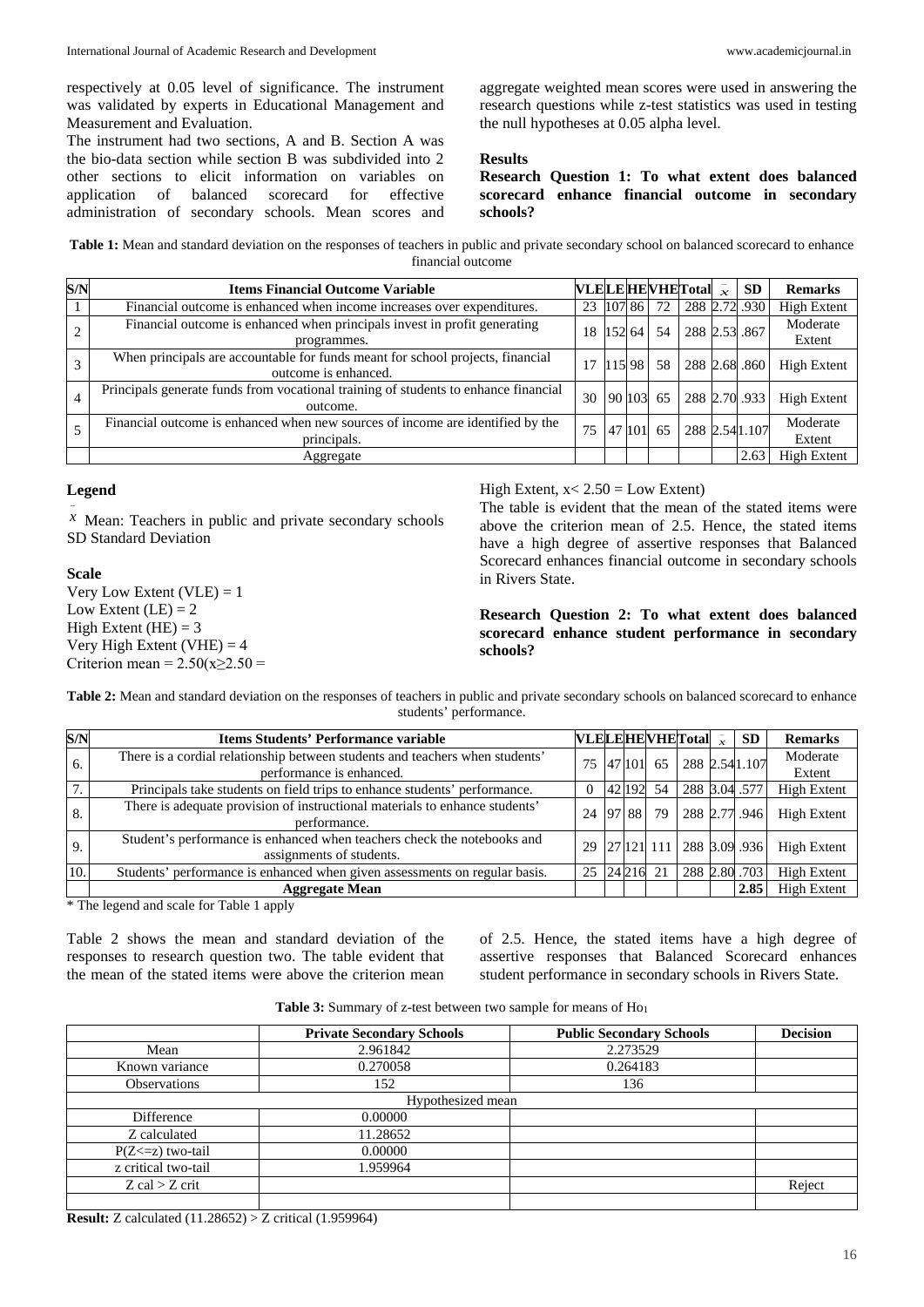respectively at 0.05 level of significance. The instrument was validated by experts in Educational Management and Measurement and Evaluation.

The instrument had two sections, A and B. Section A was the bio-data section while section B was subdivided into 2 other sections to elicit information on variables on application of balanced scorecard for effective administration of secondary schools. Mean scores and aggregate weighted mean scores were used in answering the research questions while z-test statistics was used in testing the null hypotheses at 0.05 alpha level.

## Results

**Research Question 1: To what extent does balanced scorecard enhance financial outcome in secondary schools?**

**Table 1:** Mean and standard deviation on the responses of teachers in public and private secondary school on balanced scorecard to enhance financial outcome

| S/N | Items Financial Outcome Variable | VLE | LE | HE | VHE | Total | $\bar{x}$ | SD | Remarks |
|---|---|---|---|---|---|---|---|---|---|
| 1 | Financial outcome is enhanced when income increases over expenditures. | 23 | 107 | 86 | 72 | 288 | 2.72 | .930 | High Extent |
| 2 | Financial outcome is enhanced when principals invest in profit generating programmes. | 18 | 152 | 64 | 54 | 288 | 2.53 | .867 | Moderate Extent |
| 3 | When principals are accountable for funds meant for school projects, financial outcome is enhanced. | 17 | 115 | 98 | 58 | 288 | 2.68 | .860 | High Extent |
| 4 | Principals generate funds from vocational training of students to enhance financial outcome. | 30 | 90 | 103 | 65 | 288 | 2.70 | .933 | High Extent |
| 5 | Financial outcome is enhanced when new sources of income are identified by the principals. | 75 | 47 | 101 | 65 | 288 | 2.54 | 1.107 | Moderate Extent |
| | Aggregate | | | | | | | 2.63 | High Extent |

**Legend**

$\bar{x}$ Mean: Teachers in public and private secondary schools
SD Standard Deviation

**Scale**

Very Low Extent (VLE) = 1
Low Extent (LE) = 2
High Extent (HE) = 3
Very High Extent (VHE) = 4
Criterion mean = 2.50($x \geq 2.50$ = High Extent, $x < 2.50$ = Low Extent)

The table is evident that the mean of the stated items were above the criterion mean of 2.5. Hence, the stated items have a high degree of assertive responses that Balanced Scorecard enhances financial outcome in secondary schools in Rivers State.

**Research Question 2: To what extent does balanced scorecard enhance student performance in secondary schools?**

**Table 2:** Mean and standard deviation on the responses of teachers in public and private secondary schools on balanced scorecard to enhance students' performance.

| S/N | Items Students' Performance variable | VLE | LE | HE | VHE | Total | $\bar{x}$ | SD | Remarks |
|---|---|---|---|---|---|---|---|---|---|
| 6. | There is a cordial relationship between students and teachers when students' performance is enhanced. | 75 | 47 | 101 | 65 | 288 | 2.54 | 1.107 | Moderate Extent |
| 7. | Principals take students on field trips to enhance students' performance. | 0 | 42 | 192 | 54 | 288 | 3.04 | .577 | High Extent |
| 8. | There is adequate provision of instructional materials to enhance students' performance. | 24 | 97 | 88 | 79 | 288 | 2.77 | .946 | High Extent |
| 9. | Student's performance is enhanced when teachers check the notebooks and assignments of students. | 29 | 27 | 121 | 111 | 288 | 3.09 | .936 | High Extent |
| 10. | Students' performance is enhanced when given assessments on regular basis. | 25 | 24 | 216 | 21 | 288 | 2.80 | .703 | High Extent |
| | **Aggregate Mean** | | | | | | | **2.85** | High Extent |

\* The legend and scale for Table 1 apply

Table 2 shows the mean and standard deviation of the responses to research question two. The table evident that the mean of the stated items were above the criterion mean of 2.5. Hence, the stated items have a high degree of assertive responses that Balanced Scorecard enhances student performance in secondary schools in Rivers State.

**Table 3:** Summary of z-test between two sample for means of $Ho_1$

| | Private Secondary Schools | Public Secondary Schools | Decision |
|---|---|---|---|
| Mean | 2.961842 | 2.273529 | |
| Known variance | 0.270058 | 0.264183 | |
| Observations | 152 | 136 | |
| Hypothesized mean | | | |
| Difference | 0.00000 | | |
| Z calculated | 11.28652 | | |
| P(Z<=z) two-tail | 0.00000 | | |
| z critical two-tail | 1.959964 | | |
| Z cal > Z crit | | | Reject |
| | | | |

**Result:** Z calculated (11.28652) > Z critical (1.959964)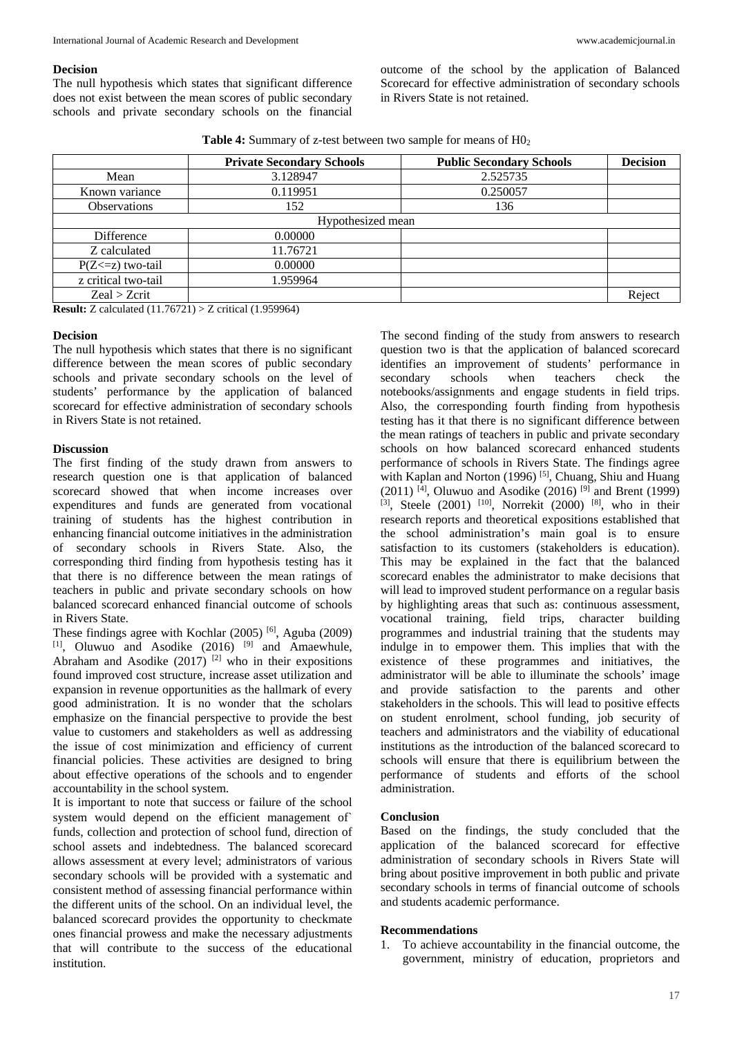### Decision

The null hypothesis which states that significant difference does not exist between the mean scores of public secondary schools and private secondary schools on the financial outcome of the school by the application of Balanced Scorecard for effective administration of secondary schools in Rivers State is not retained.

**Table 4:** Summary of z-test between two sample for means of $H0_2$

| | Private Secondary Schools | Public Secondary Schools | Decision |
|---|---|---|---|
| Mean | 3.128947 | 2.525735 | |
| Known variance | 0.119951 | 0.250057 | |
| Observations | 152 | 136 | |
| Hypothesized mean | | | |
| Difference | 0.00000 | | |
| Z calculated | 11.76721 | | |
| P(Z<=z) two-tail | 0.00000 | | |
| z critical two-tail | 1.959964 | | |
| Zcal > Zcrit | | | Reject |

**Result:** Z calculated (11.76721) > Z critical (1.959964)

### Decision

The null hypothesis which states that there is no significant difference between the mean scores of public secondary schools and private secondary schools on the level of students' performance by the application of balanced scorecard for effective administration of secondary schools in Rivers State is not retained.

### Discussion

The first finding of the study drawn from answers to research question one is that application of balanced scorecard showed that when income increases over expenditures and funds are generated from vocational training of students has the highest contribution in enhancing financial outcome initiatives in the administration of secondary schools in Rivers State. Also, the corresponding third finding from hypothesis testing has it that there is no difference between the mean ratings of teachers in public and private secondary schools on how balanced scorecard enhanced financial outcome of schools in Rivers State.

These findings agree with Kochlar (2005) [6], Aguba (2009) [1], Oluwuo and Asodike (2016) [9] and Amaewhule, Abraham and Asodike (2017) [2] who in their expositions found improved cost structure, increase asset utilization and expansion in revenue opportunities as the hallmark of every good administration. It is no wonder that the scholars emphasize on the financial perspective to provide the best value to customers and stakeholders as well as addressing the issue of cost minimization and efficiency of current financial policies. These activities are designed to bring about effective operations of the schools and to engender accountability in the school system.

It is important to note that success or failure of the school system would depend on the efficient management of` funds, collection and protection of school fund, direction of school assets and indebtedness. The balanced scorecard allows assessment at every level; administrators of various secondary schools will be provided with a systematic and consistent method of assessing financial performance within the different units of the school. On an individual level, the balanced scorecard provides the opportunity to checkmate ones financial prowess and make the necessary adjustments that will contribute to the success of the educational institution.

The second finding of the study from answers to research question two is that the application of balanced scorecard identifies an improvement of students' performance in secondary schools when teachers check the notebooks/assignments and engage students in field trips. Also, the corresponding fourth finding from hypothesis testing has it that there is no significant difference between the mean ratings of teachers in public and private secondary schools on how balanced scorecard enhanced students performance of schools in Rivers State. The findings agree with Kaplan and Norton (1996) [5], Chuang, Shiu and Huang (2011) [4], Oluwuo and Asodike (2016) [9] and Brent (1999) [3], Steele (2001) [10], Norrekit (2000) [8], who in their research reports and theoretical expositions established that the school administration's main goal is to ensure satisfaction to its customers (stakeholders is education). This may be explained in the fact that the balanced scorecard enables the administrator to make decisions that will lead to improved student performance on a regular basis by highlighting areas that such as: continuous assessment, vocational training, field trips, character building programmes and industrial training that the students may indulge in to empower them. This implies that with the existence of these programmes and initiatives, the administrator will be able to illuminate the schools' image and provide satisfaction to the parents and other stakeholders in the schools. This will lead to positive effects on student enrolment, school funding, job security of teachers and administrators and the viability of educational institutions as the introduction of the balanced scorecard to schools will ensure that there is equilibrium between the performance of students and efforts of the school administration.

### Conclusion

Based on the findings, the study concluded that the application of the balanced scorecard for effective administration of secondary schools in Rivers State will bring about positive improvement in both public and private secondary schools in terms of financial outcome of schools and students academic performance.

### Recommendations

1. To achieve accountability in the financial outcome, the government, ministry of education, proprietors and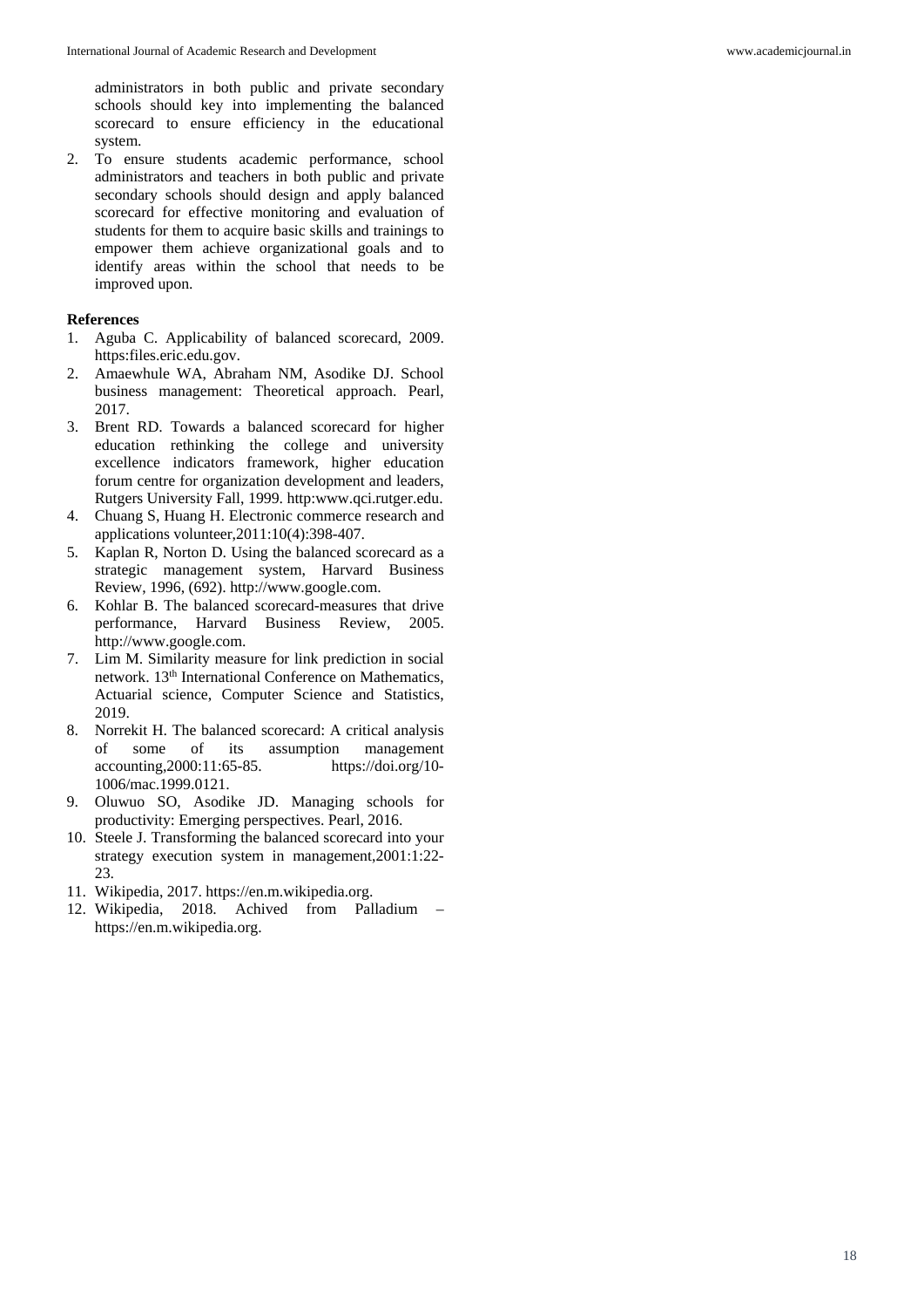administrators in both public and private secondary schools should key into implementing the balanced scorecard to ensure efficiency in the educational system.

2. To ensure students academic performance, school administrators and teachers in both public and private secondary schools should design and apply balanced scorecard for effective monitoring and evaluation of students for them to acquire basic skills and trainings to empower them achieve organizational goals and to identify areas within the school that needs to be improved upon.

**References**

1. Aguba C. Applicability of balanced scorecard, 2009. https:files.eric.edu.gov.
2. Amaewhule WA, Abraham NM, Asodike DJ. School business management: Theoretical approach. Pearl, 2017.
3. Brent RD. Towards a balanced scorecard for higher education rethinking the college and university excellence indicators framework, higher education forum centre for organization development and leaders, Rutgers University Fall, 1999. http:www.qci.rutger.edu.
4. Chuang S, Huang H. Electronic commerce research and applications volunteer,2011:10(4):398-407.
5. Kaplan R, Norton D. Using the balanced scorecard as a strategic management system, Harvard Business Review, 1996, (692). http://www.google.com.
6. Kohlar B. The balanced scorecard-measures that drive performance, Harvard Business Review, 2005. http://www.google.com.
7. Lim M. Similarity measure for link prediction in social network. 13th International Conference on Mathematics, Actuarial science, Computer Science and Statistics, 2019.
8. Norrekit H. The balanced scorecard: A critical analysis of some of its assumption management accounting,2000:11:65-85. https://doi.org/10-1006/mac.1999.0121.
9. Oluwuo SO, Asodike JD. Managing schools for productivity: Emerging perspectives. Pearl, 2016.
10. Steele J. Transforming the balanced scorecard into your strategy execution system in management,2001:1:22-23.
11. Wikipedia, 2017. https://en.m.wikipedia.org.
12. Wikipedia, 2018. Achived from Palladium – https://en.m.wikipedia.org.